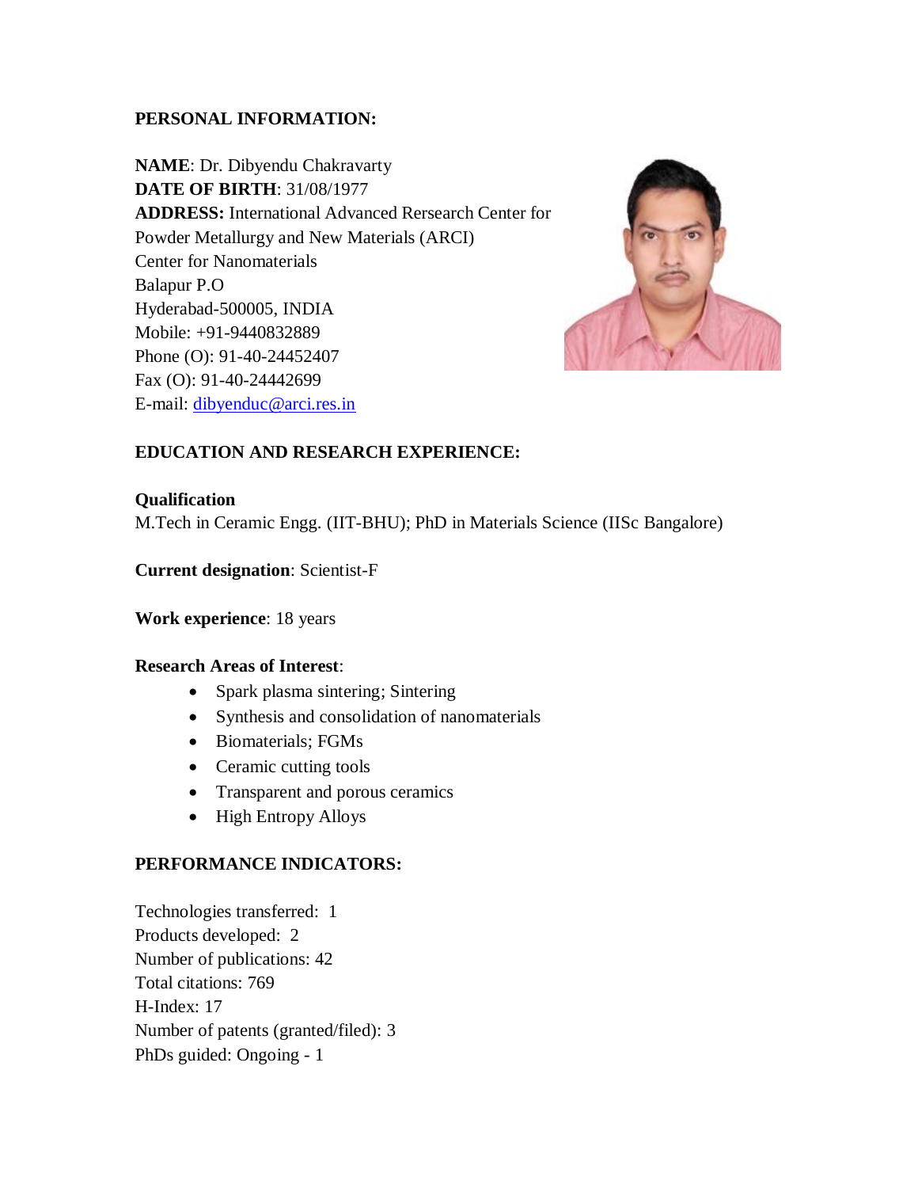**PERSONAL INFORMATION:**

**NAME**: Dr. Dibyendu Chakravarty
**DATE OF BIRTH**: 31/08/1977
**ADDRESS:** International Advanced Rersearch Center for Powder Metallurgy and New Materials (ARCI)
Center for Nanomaterials
Balapur P.O
Hyderabad-500005, INDIA
Mobile: +91-9440832889
Phone (O): 91-40-24452407
Fax (O): 91-40-24442699
E-mail: dibyenduc@arci.res.in

**EDUCATION AND RESEARCH EXPERIENCE:**

**Qualification**
M.Tech in Ceramic Engg. (IIT-BHU); PhD in Materials Science (IISc Bangalore)

**Current designation**: Scientist-F

**Work experience**: 18 years

**Research Areas of Interest**:

- Spark plasma sintering; Sintering
- Synthesis and consolidation of nanomaterials
- Biomaterials; FGMs
- Ceramic cutting tools
- Transparent and porous ceramics
- High Entropy Alloys

**PERFORMANCE INDICATORS:**

Technologies transferred: 1
Products developed: 2
Number of publications: 42
Total citations: 769
H-Index: 17
Number of patents (granted/filed): 3
PhDs guided: Ongoing - 1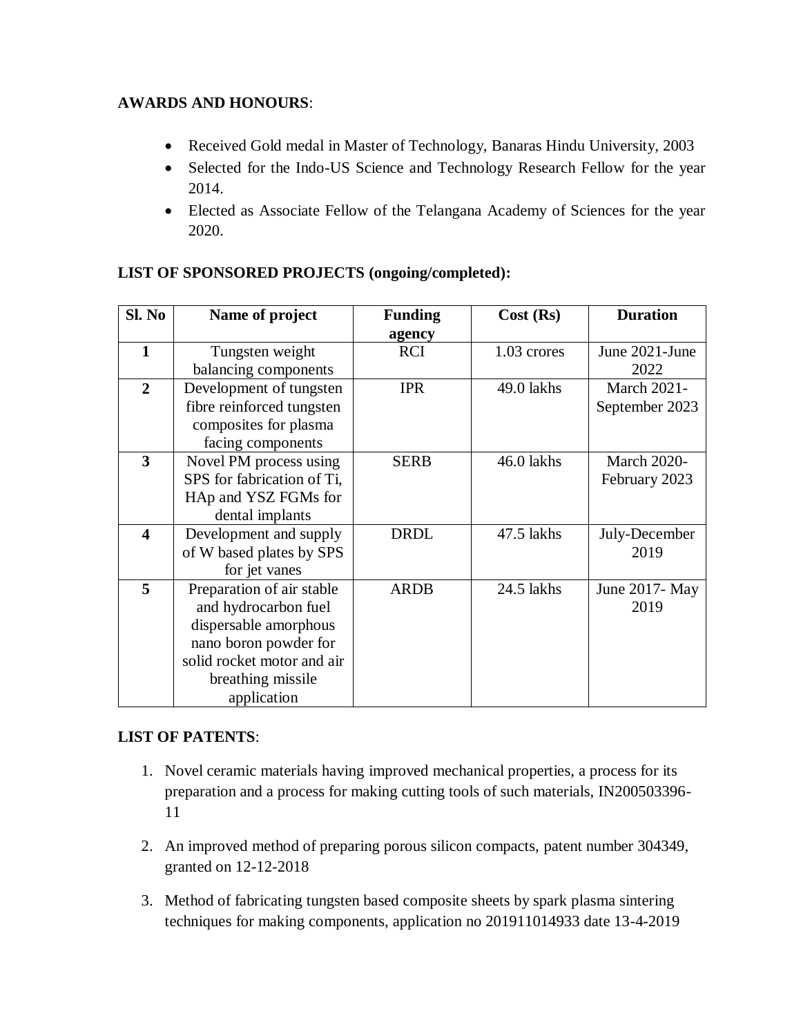**AWARDS AND HONOURS**:

- Received Gold medal in Master of Technology, Banaras Hindu University, 2003
- Selected for the Indo-US Science and Technology Research Fellow for the year 2014.
- Elected as Associate Fellow of the Telangana Academy of Sciences for the year 2020.

**LIST OF SPONSORED PROJECTS (ongoing/completed):**

| Sl. No | Name of project | Funding agency | Cost (Rs) | Duration |
|---|---|---|---|---|
| **1** | Tungsten weight balancing components | RCI | 1.03 crores | June 2021-June 2022 |
| **2** | Development of tungsten fibre reinforced tungsten composites for plasma facing components | IPR | 49.0 lakhs | March 2021-September 2023 |
| **3** | Novel PM process using SPS for fabrication of Ti, HAp and YSZ FGMs for dental implants | SERB | 46.0 lakhs | March 2020-February 2023 |
| **4** | Development and supply of W based plates by SPS for jet vanes | DRDL | 47.5 lakhs | July-December 2019 |
| **5** | Preparation of air stable and hydrocarbon fuel dispersable amorphous nano boron powder for solid rocket motor and air breathing missile application | ARDB | 24.5 lakhs | June 2017- May 2019 |

**LIST OF PATENTS**:

1. Novel ceramic materials having improved mechanical properties, a process for its preparation and a process for making cutting tools of such materials, IN200503396-11
2. An improved method of preparing porous silicon compacts, patent number 304349, granted on 12-12-2018
3. Method of fabricating tungsten based composite sheets by spark plasma sintering techniques for making components, application no 201911014933 date 13-4-2019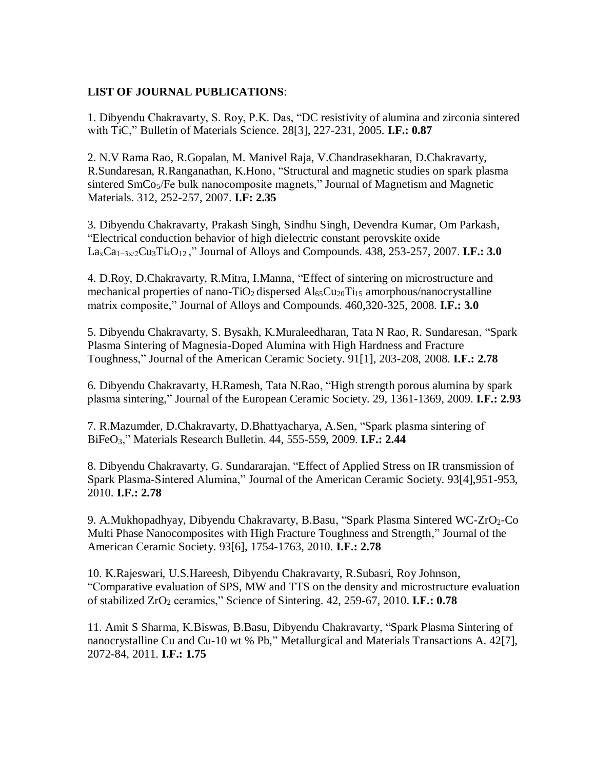**LIST OF JOURNAL PUBLICATIONS**:

1. Dibyendu Chakravarty, S. Roy, P.K. Das, “DC resistivity of alumina and zirconia sintered with TiC,” Bulletin of Materials Science. 28[3], 227-231, 2005. **I.F.: 0.87**

2. N.V Rama Rao, R.Gopalan, M. Manivel Raja, V.Chandrasekharan, D.Chakravarty, R.Sundaresan, R.Ranganathan, K.Hono, “Structural and magnetic studies on spark plasma sintered $SmCo_5$/Fe bulk nanocomposite magnets,” Journal of Magnetism and Magnetic Materials. 312, 252-257, 2007. **I.F: 2.35**

3. Dibyendu Chakravarty, Prakash Singh, Sindhu Singh, Devendra Kumar, Om Parkash, “Electrical conduction behavior of high dielectric constant perovskite oxide $La_xCa_{1-3x/2}Cu_3Ti_4O_{12}$ ,” Journal of Alloys and Compounds. 438, 253-257, 2007. **I.F.: 3.0**

4. D.Roy, D.Chakravarty, R.Mitra, I.Manna, “Effect of sintering on microstructure and mechanical properties of nano-$TiO_2$ dispersed $Al_{65}Cu_{20}Ti_{15}$ amorphous/nanocrystalline matrix composite,” Journal of Alloys and Compounds. 460,320-325, 2008. **I.F.: 3.0**

5. Dibyendu Chakravarty, S. Bysakh, K.Muraleedharan, Tata N Rao, R. Sundaresan, “Spark Plasma Sintering of Magnesia-Doped Alumina with High Hardness and Fracture Toughness,” Journal of the American Ceramic Society. 91[1], 203-208, 2008. **I.F.: 2.78**

6. Dibyendu Chakravarty, H.Ramesh, Tata N.Rao, “High strength porous alumina by spark plasma sintering,” Journal of the European Ceramic Society. 29, 1361-1369, 2009. **I.F.: 2.93**

7. R.Mazumder, D.Chakravarty, D.Bhattyacharya, A.Sen, “Spark plasma sintering of $BiFeO_3$,” Materials Research Bulletin. 44, 555-559, 2009. **I.F.: 2.44**

8. Dibyendu Chakravarty, G. Sundararajan, “Effect of Applied Stress on IR transmission of Spark Plasma-Sintered Alumina,” Journal of the American Ceramic Society. 93[4],951-953, 2010. **I.F.: 2.78**

9. A.Mukhopadhyay, Dibyendu Chakravarty, B.Basu, “Spark Plasma Sintered WC-$ZrO_2$-Co Multi Phase Nanocomposites with High Fracture Toughness and Strength,” Journal of the American Ceramic Society. 93[6], 1754-1763, 2010. **I.F.: 2.78**

10. K.Rajeswari, U.S.Hareesh, Dibyendu Chakravarty, R.Subasri, Roy Johnson, “Comparative evaluation of SPS, MW and TTS on the density and microstructure evaluation of stabilized $ZrO_2$ ceramics,” Science of Sintering. 42, 259-67, 2010. **I.F.: 0.78**

11. Amit S Sharma, K.Biswas, B.Basu, Dibyendu Chakravarty, “Spark Plasma Sintering of nanocrystalline Cu and Cu-10 wt % Pb,” Metallurgical and Materials Transactions A. 42[7], 2072-84, 2011. **I.F.: 1.75**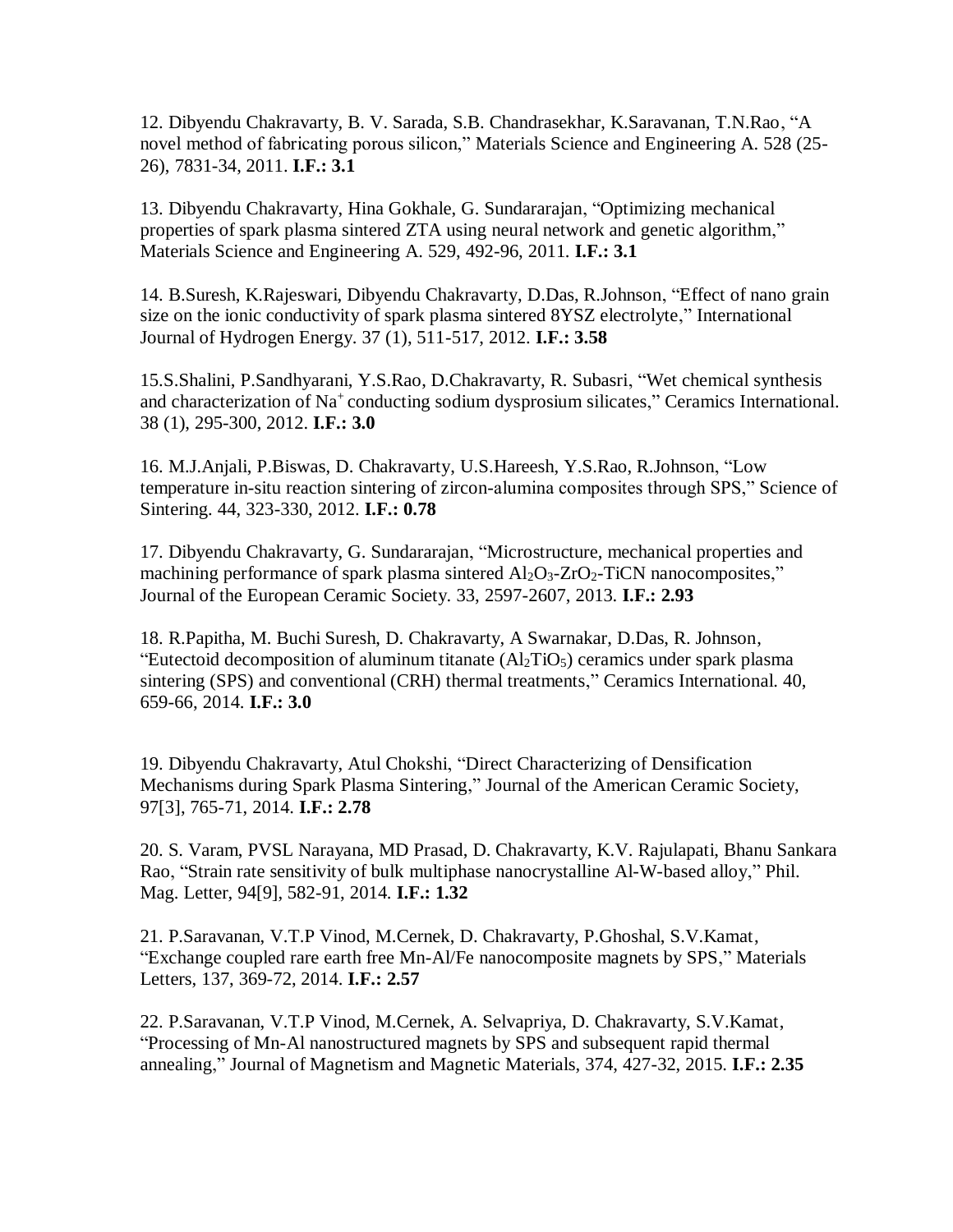12. Dibyendu Chakravarty, B. V. Sarada, S.B. Chandrasekhar, K.Saravanan, T.N.Rao, "A novel method of fabricating porous silicon," Materials Science and Engineering A. 528 (25-26), 7831-34, 2011. **I.F.: 3.1**

13. Dibyendu Chakravarty, Hina Gokhale, G. Sundararajan, "Optimizing mechanical properties of spark plasma sintered ZTA using neural network and genetic algorithm," Materials Science and Engineering A. 529, 492-96, 2011. **I.F.: 3.1**

14. B.Suresh, K.Rajeswari, Dibyendu Chakravarty, D.Das, R.Johnson, "Effect of nano grain size on the ionic conductivity of spark plasma sintered 8YSZ electrolyte," International Journal of Hydrogen Energy. 37 (1), 511-517, 2012. **I.F.: 3.58**

15.S.Shalini, P.Sandhyarani, Y.S.Rao, D.Chakravarty, R. Subasri, "Wet chemical synthesis and characterization of $Na^+$ conducting sodium dysprosium silicates," Ceramics International. 38 (1), 295-300, 2012. **I.F.: 3.0**

16. M.J.Anjali, P.Biswas, D. Chakravarty, U.S.Hareesh, Y.S.Rao, R.Johnson, "Low temperature in-situ reaction sintering of zircon-alumina composites through SPS," Science of Sintering. 44, 323-330, 2012. **I.F.: 0.78**

17. Dibyendu Chakravarty, G. Sundararajan, "Microstructure, mechanical properties and machining performance of spark plasma sintered $Al_2O_3$-$ZrO_2$-TiCN nanocomposites," Journal of the European Ceramic Society. 33, 2597-2607, 2013. **I.F.: 2.93**

18. R.Papitha, M. Buchi Suresh, D. Chakravarty, A Swarnakar, D.Das, R. Johnson, "Eutectoid decomposition of aluminum titanate ($Al_2TiO_5$) ceramics under spark plasma sintering (SPS) and conventional (CRH) thermal treatments," Ceramics International. 40, 659-66, 2014. **I.F.: 3.0**

19. Dibyendu Chakravarty, Atul Chokshi, "Direct Characterizing of Densification Mechanisms during Spark Plasma Sintering," Journal of the American Ceramic Society, 97[3], 765-71, 2014. **I.F.: 2.78**

20. S. Varam, PVSL Narayana, MD Prasad, D. Chakravarty, K.V. Rajulapati, Bhanu Sankara Rao, "Strain rate sensitivity of bulk multiphase nanocrystalline Al-W-based alloy," Phil. Mag. Letter, 94[9], 582-91, 2014. **I.F.: 1.32**

21. P.Saravanan, V.T.P Vinod, M.Cernek, D. Chakravarty, P.Ghoshal, S.V.Kamat, "Exchange coupled rare earth free Mn-Al/Fe nanocomposite magnets by SPS," Materials Letters, 137, 369-72, 2014. **I.F.: 2.57**

22. P.Saravanan, V.T.P Vinod, M.Cernek, A. Selvapriya, D. Chakravarty, S.V.Kamat, "Processing of Mn-Al nanostructured magnets by SPS and subsequent rapid thermal annealing," Journal of Magnetism and Magnetic Materials, 374, 427-32, 2015. **I.F.: 2.35**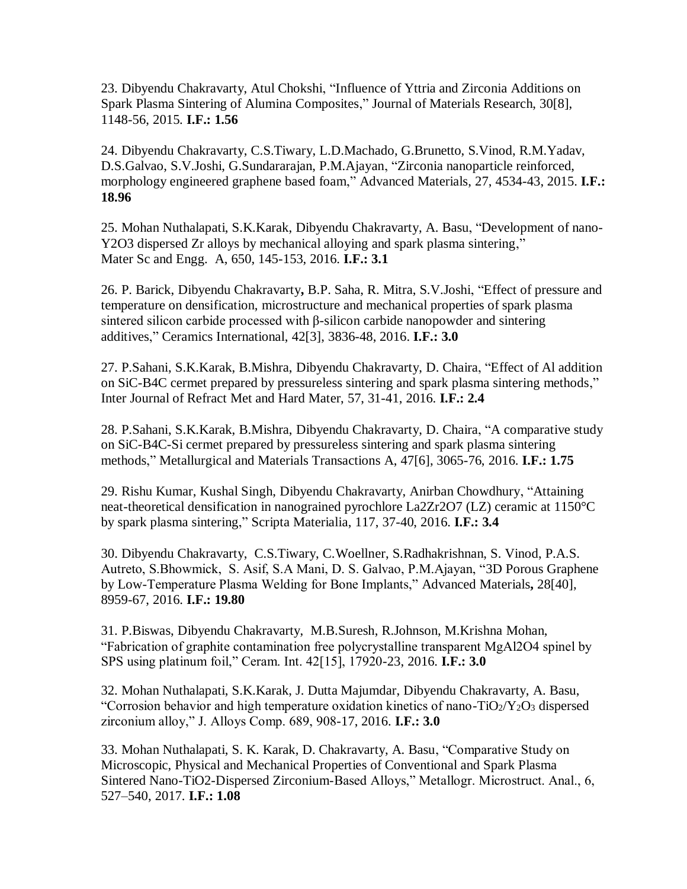23. Dibyendu Chakravarty, Atul Chokshi, “Influence of Yttria and Zirconia Additions on Spark Plasma Sintering of Alumina Composites,” Journal of Materials Research, 30[8], 1148-56, 2015. **I.F.: 1.56**

24. Dibyendu Chakravarty, C.S.Tiwary, L.D.Machado, G.Brunetto, S.Vinod, R.M.Yadav, D.S.Galvao, S.V.Joshi, G.Sundararajan, P.M.Ajayan, “Zirconia nanoparticle reinforced, morphology engineered graphene based foam,” Advanced Materials, 27, 4534-43, 2015. **I.F.: 18.96**

25. Mohan Nuthalapati, S.K.Karak, Dibyendu Chakravarty, A. Basu, “Development of nano-Y2O3 dispersed Zr alloys by mechanical alloying and spark plasma sintering,” Mater Sc and Engg. A, 650, 145-153, 2016. **I.F.: 3.1**

26. P. Barick, Dibyendu Chakravarty**,** B.P. Saha, R. Mitra, S.V.Joshi, “Effect of pressure and temperature on densification, microstructure and mechanical properties of spark plasma sintered silicon carbide processed with β-silicon carbide nanopowder and sintering additives,” Ceramics International, 42[3], 3836-48, 2016. **I.F.: 3.0**

27. P.Sahani, S.K.Karak, B.Mishra, Dibyendu Chakravarty, D. Chaira, “Effect of Al addition on SiC-B4C cermet prepared by pressureless sintering and spark plasma sintering methods,” Inter Journal of Refract Met and Hard Mater, 57, 31-41, 2016. **I.F.: 2.4**

28. P.Sahani, S.K.Karak, B.Mishra, Dibyendu Chakravarty, D. Chaira, “A comparative study on SiC-B4C-Si cermet prepared by pressureless sintering and spark plasma sintering methods,” Metallurgical and Materials Transactions A, 47[6], 3065-76, 2016. **I.F.: 1.75**

29. Rishu Kumar, Kushal Singh, Dibyendu Chakravarty, Anirban Chowdhury, “Attaining neat-theoretical densification in nanograined pyrochlore La2Zr2O7 (LZ) ceramic at 1150°C by spark plasma sintering,” Scripta Materialia, 117, 37-40, 2016. **I.F.: 3.4**

30. Dibyendu Chakravarty, C.S.Tiwary, C.Woellner, S.Radhakrishnan, S. Vinod, P.A.S. Autreto, S.Bhowmick, S. Asif, S.A Mani, D. S. Galvao, P.M.Ajayan, “3D Porous Graphene by Low-Temperature Plasma Welding for Bone Implants,” Advanced Materials**,** 28[40], 8959-67, 2016. **I.F.: 19.80**

31. P.Biswas, Dibyendu Chakravarty, M.B.Suresh, R.Johnson, M.Krishna Mohan, “Fabrication of graphite contamination free polycrystalline transparent MgAl2O4 spinel by SPS using platinum foil,” Ceram. Int. 42[15], 17920-23, 2016. **I.F.: 3.0**

32. Mohan Nuthalapati, S.K.Karak, J. Dutta Majumdar, Dibyendu Chakravarty, A. Basu, “Corrosion behavior and high temperature oxidation kinetics of nano-$TiO_2$/$Y_2O_3$ dispersed zirconium alloy,” J. Alloys Comp. 689, 908-17, 2016. **I.F.: 3.0**

33. Mohan Nuthalapati, S. K. Karak, D. Chakravarty, A. Basu, “Comparative Study on Microscopic, Physical and Mechanical Properties of Conventional and Spark Plasma Sintered Nano-TiO2-Dispersed Zirconium-Based Alloys,” Metallogr. Microstruct. Anal., 6, 527–540, 2017. **I.F.: 1.08**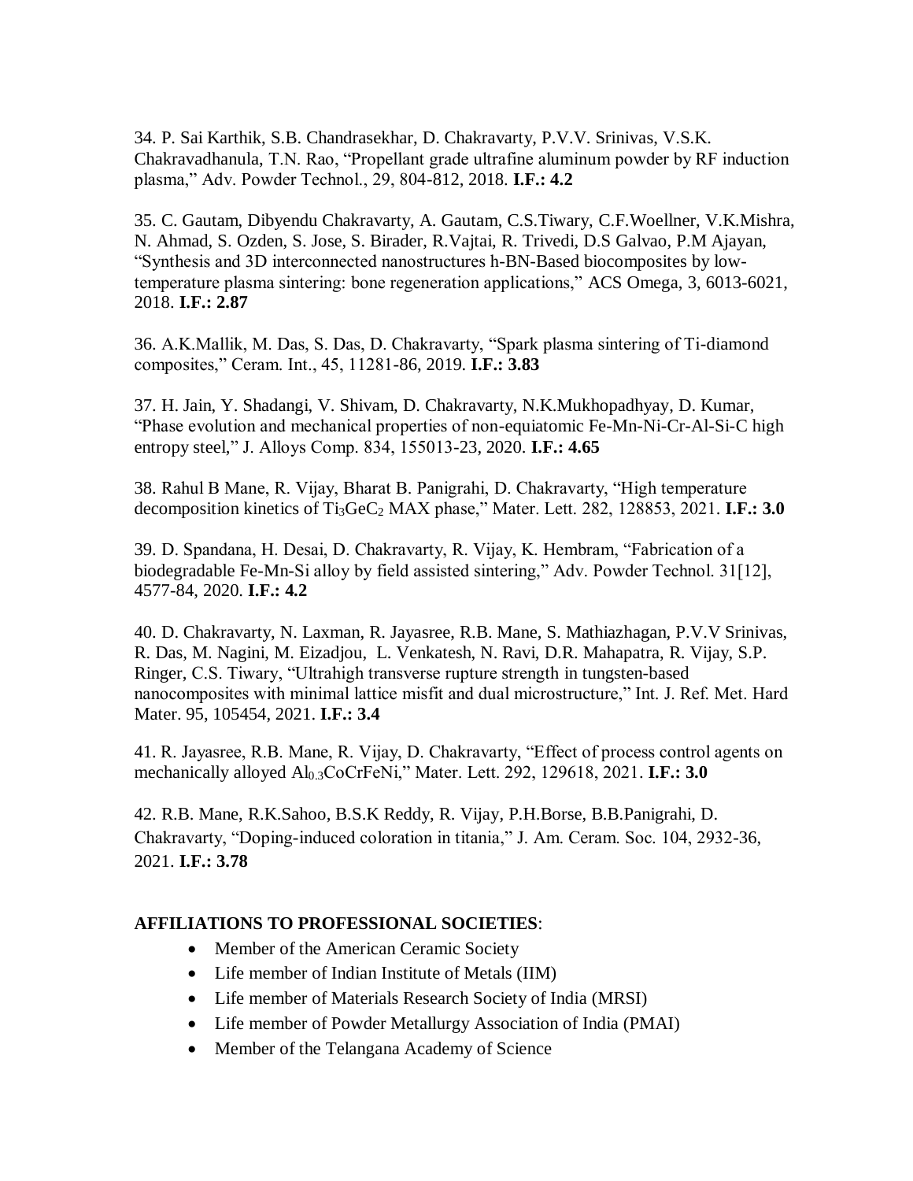34. P. Sai Karthik, S.B. Chandrasekhar, D. Chakravarty, P.V.V. Srinivas, V.S.K. Chakravadhanula, T.N. Rao, "Propellant grade ultrafine aluminum powder by RF induction plasma," Adv. Powder Technol., 29, 804-812, 2018. **I.F.: 4.2**

35. C. Gautam, Dibyendu Chakravarty, A. Gautam, C.S.Tiwary, C.F.Woellner, V.K.Mishra, N. Ahmad, S. Ozden, S. Jose, S. Birader, R.Vajtai, R. Trivedi, D.S Galvao, P.M Ajayan, "Synthesis and 3D interconnected nanostructures h-BN-Based biocomposites by low-temperature plasma sintering: bone regeneration applications," ACS Omega, 3, 6013-6021, 2018. **I.F.: 2.87**

36. A.K.Mallik, M. Das, S. Das, D. Chakravarty, "Spark plasma sintering of Ti-diamond composites," Ceram. Int., 45, 11281-86, 2019. **I.F.: 3.83**

37. H. Jain, Y. Shadangi, V. Shivam, D. Chakravarty, N.K.Mukhopadhyay, D. Kumar, "Phase evolution and mechanical properties of non-equiatomic Fe-Mn-Ni-Cr-Al-Si-C high entropy steel," J. Alloys Comp. 834, 155013-23, 2020. **I.F.: 4.65**

38. Rahul B Mane, R. Vijay, Bharat B. Panigrahi, D. Chakravarty, "High temperature decomposition kinetics of $Ti_3GeC_2$ MAX phase," Mater. Lett. 282, 128853, 2021. **I.F.: 3.0**

39. D. Spandana, H. Desai, D. Chakravarty, R. Vijay, K. Hembram, "Fabrication of a biodegradable Fe-Mn-Si alloy by field assisted sintering," Adv. Powder Technol. 31[12], 4577-84, 2020. **I.F.: 4.2**

40. D. Chakravarty, N. Laxman, R. Jayasree, R.B. Mane, S. Mathiazhagan, P.V.V Srinivas, R. Das, M. Nagini, M. Eizadjou, L. Venkatesh, N. Ravi, D.R. Mahapatra, R. Vijay, S.P. Ringer, C.S. Tiwary, "Ultrahigh transverse rupture strength in tungsten-based nanocomposites with minimal lattice misfit and dual microstructure," Int. J. Ref. Met. Hard Mater. 95, 105454, 2021. **I.F.: 3.4**

41. R. Jayasree, R.B. Mane, R. Vijay, D. Chakravarty, "Effect of process control agents on mechanically alloyed $Al_{0.3}CoCrFeNi$," Mater. Lett. 292, 129618, 2021. **I.F.: 3.0**

42. R.B. Mane, R.K.Sahoo, B.S.K Reddy, R. Vijay, P.H.Borse, B.B.Panigrahi, D. Chakravarty, "Doping-induced coloration in titania," J. Am. Ceram. Soc. 104, 2932-36, 2021. **I.F.: 3.78**

**AFFILIATIONS TO PROFESSIONAL SOCIETIES**:

- Member of the American Ceramic Society
- Life member of Indian Institute of Metals (IIM)
- Life member of Materials Research Society of India (MRSI)
- Life member of Powder Metallurgy Association of India (PMAI)
- Member of the Telangana Academy of Science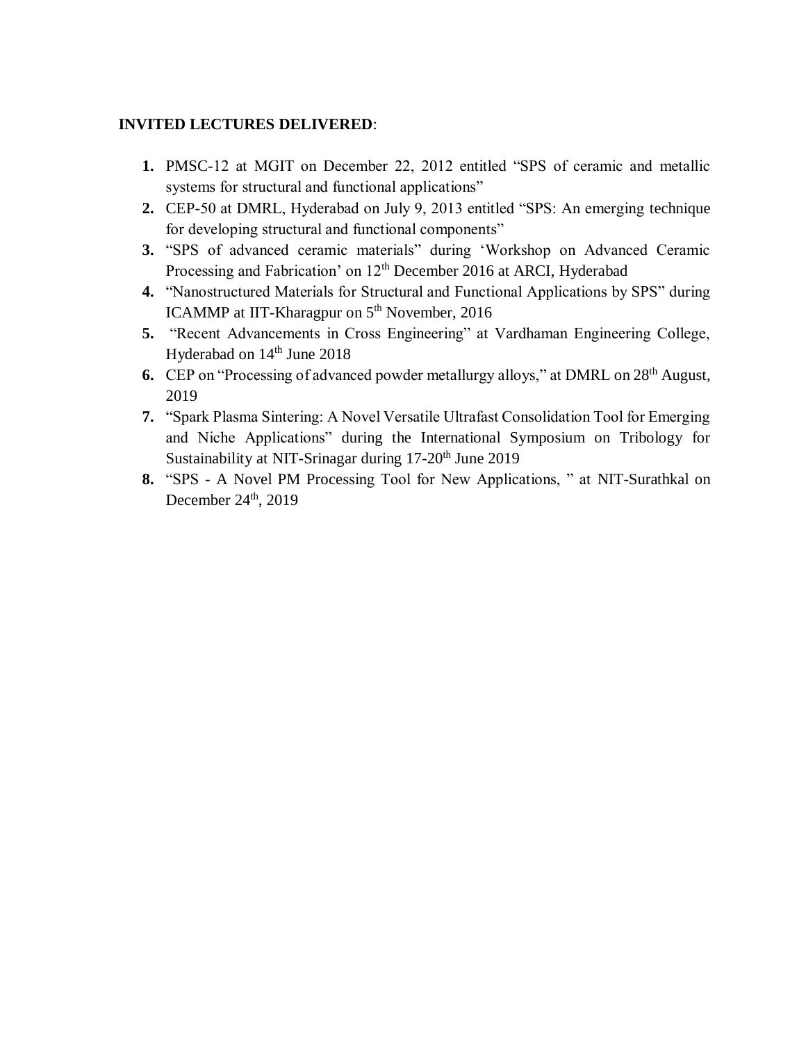**INVITED LECTURES DELIVERED**:

1. PMSC-12 at MGIT on December 22, 2012 entitled "SPS of ceramic and metallic systems for structural and functional applications"
2. CEP-50 at DMRL, Hyderabad on July 9, 2013 entitled "SPS: An emerging technique for developing structural and functional components"
3. "SPS of advanced ceramic materials" during 'Workshop on Advanced Ceramic Processing and Fabrication' on 12th December 2016 at ARCI, Hyderabad
4. "Nanostructured Materials for Structural and Functional Applications by SPS" during ICAMMP at IIT-Kharagpur on 5th November, 2016
5. "Recent Advancements in Cross Engineering" at Vardhaman Engineering College, Hyderabad on 14th June 2018
6. CEP on "Processing of advanced powder metallurgy alloys," at DMRL on 28th August, 2019
7. "Spark Plasma Sintering: A Novel Versatile Ultrafast Consolidation Tool for Emerging and Niche Applications" during the International Symposium on Tribology for Sustainability at NIT-Srinagar during 17-20th June 2019
8. "SPS - A Novel PM Processing Tool for New Applications, " at NIT-Surathkal on December 24th, 2019